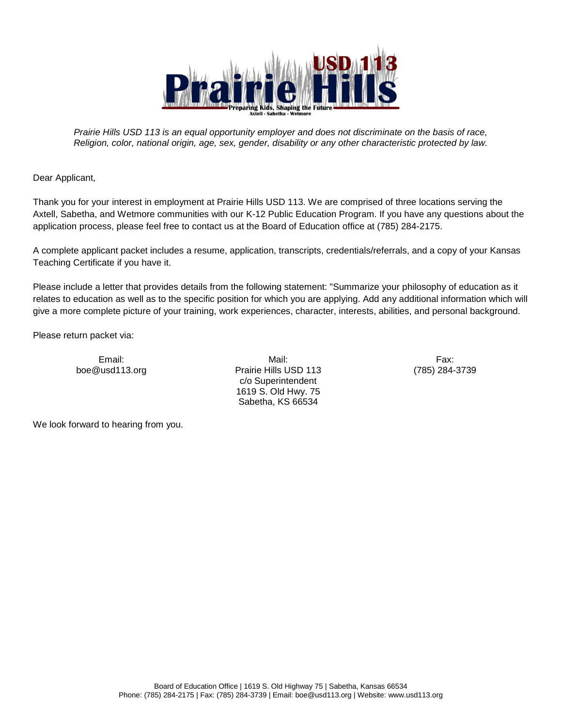Prairie Hills USD 113

Preparing Kids, Shaping the Future

Axtell - Sabetha - Wetmore

*Prairie Hills USD 113 is an equal opportunity employer and does not discriminate on the basis of race, Religion, color, national origin, age, sex, gender, disability or any other characteristic protected by law.*

Dear Applicant,

Thank you for your interest in employment at Prairie Hills USD 113. We are comprised of three locations serving the Axtell, Sabetha, and Wetmore communities with our K-12 Public Education Program. If you have any questions about the application process, please feel free to contact us at the Board of Education office at (785) 284-2175.

A complete applicant packet includes a resume, application, transcripts, credentials/referrals, and a copy of your Kansas Teaching Certificate if you have it.

Please include a letter that provides details from the following statement: "Summarize your philosophy of education as it relates to education as well as to the specific position for which you are applying. Add any additional information which will give a more complete picture of your training, work experiences, character, interests, abilities, and personal background.

Please return packet via:

Email:
boe@usd113.org

Mail:
Prairie Hills USD 113
c/o Superintendent
1619 S. Old Hwy. 75
Sabetha, KS 66534

Fax:
(785) 284-3739

We look forward to hearing from you.

Board of Education Office | 1619 S. Old Highway 75 | Sabetha, Kansas 66534
Phone: (785) 284-2175 | Fax: (785) 284-3739 | Email: boe@usd113.org | Website: www.usd113.org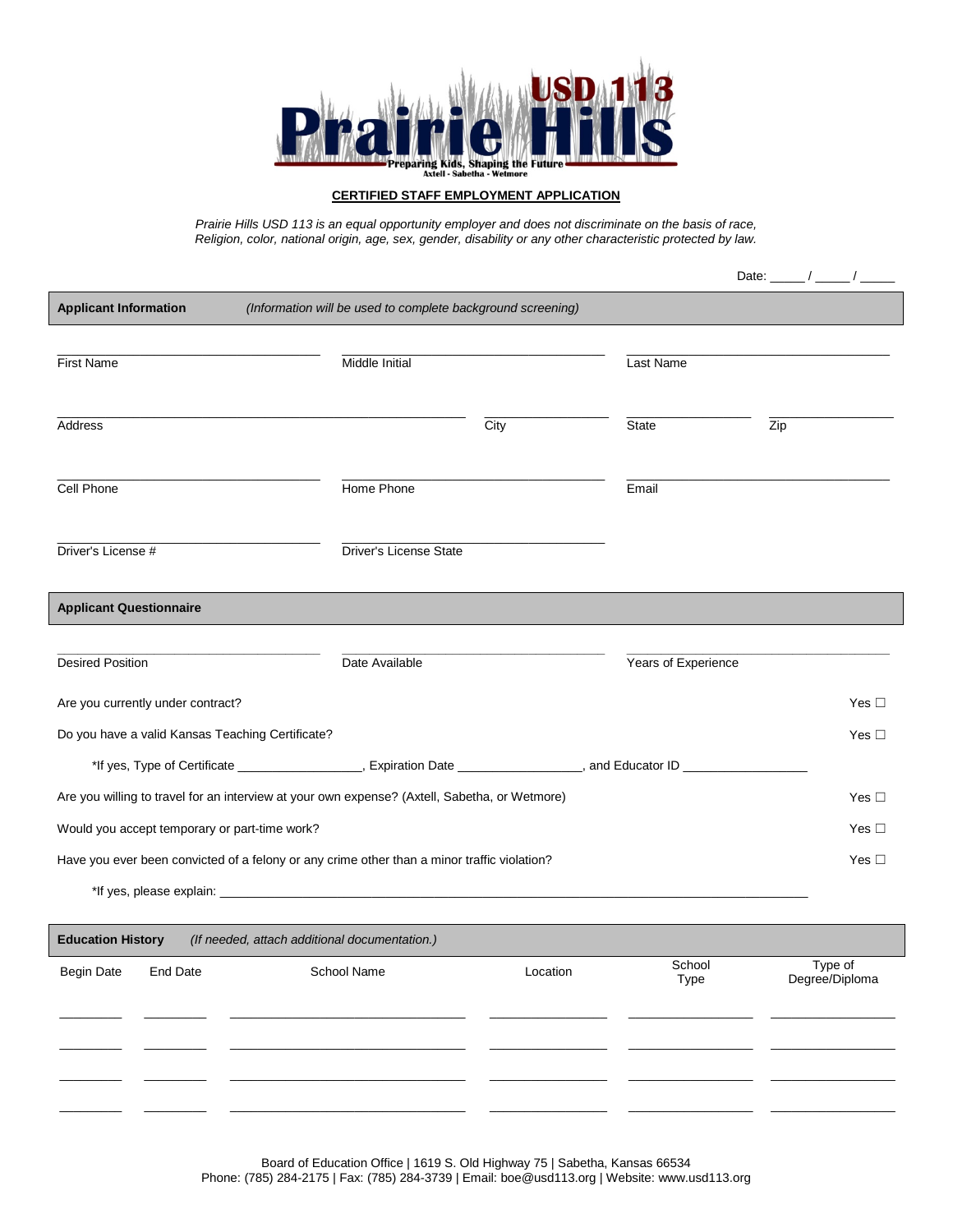# Prairie Hills USD 113

Preparing Kids, Shaping the Future
Axtell - Sabetha - Wetmore

**CERTIFIED STAFF EMPLOYMENT APPLICATION**

*Prairie Hills USD 113 is an equal opportunity employer and does not discriminate on the basis of race, Religion, color, national origin, age, sex, gender, disability or any other characteristic protected by law.*

Date: _____ / _____ / _____

## Applicant Information *(Information will be used to complete background screening)*

| | | |
|---|---|---|
| First Name | Middle Initial | Last Name |

| | | | |
|---|---|---|---|
| Address | City | State | Zip |

| | | |
|---|---|---|
| Cell Phone | Home Phone | Email |

| | |
|---|---|
| Driver's License # | Driver's License State |

## Applicant Questionnaire

| | | |
|---|---|---|
| Desired Position | Date Available | Years of Experience |

Are you currently under contract? Yes ☐

Do you have a valid Kansas Teaching Certificate? Yes ☐

*If yes, Type of Certificate _________________, Expiration Date _________________, and Educator ID _________________

Are you willing to travel for an interview at your own expense? (Axtell, Sabetha, or Wetmore) Yes ☐

Would you accept temporary or part-time work? Yes ☐

Have you ever been convicted of a felony or any crime other than a minor traffic violation? Yes ☐

*If yes, please explain: ___________________________________________________________________________

## Education History *(If needed, attach additional documentation.)*

| Begin Date | End Date | School Name | Location | School Type | Type of Degree/Diploma |
|---|---|---|---|---|---|
| | | | | | |
| | | | | | |
| | | | | | |
| | | | | | |

Board of Education Office | 1619 S. Old Highway 75 | Sabetha, Kansas 66534
Phone: (785) 284-2175 | Fax: (785) 284-3739 | Email: boe@usd113.org | Website: www.usd113.org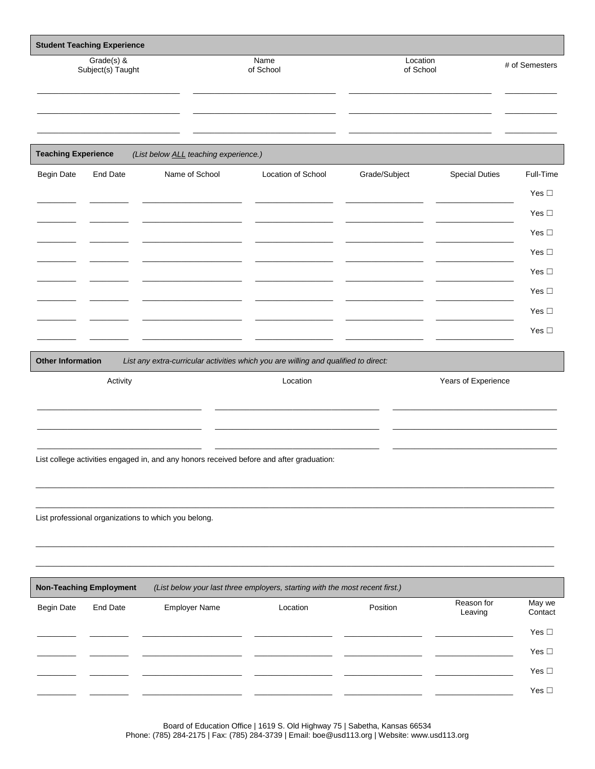**Student Teaching Experience**

| Grade(s) & Subject(s) Taught | Name of School | Location of School | # of Semesters |
|---|---|---|---|
| | | | |
| | | | |
| | | | |

**Teaching Experience** *(List below ALL teaching experience.)*

| Begin Date | End Date | Name of School | Location of School | Grade/Subject | Special Duties | Full-Time |
|---|---|---|---|---|---|---|
| | | | | | | Yes ☐ |
| | | | | | | Yes ☐ |
| | | | | | | Yes ☐ |
| | | | | | | Yes ☐ |
| | | | | | | Yes ☐ |
| | | | | | | Yes ☐ |
| | | | | | | Yes ☐ |
| | | | | | | Yes ☐ |

**Other Information** *List any extra-curricular activities which you are willing and qualified to direct:*

| Activity | Location | Years of Experience |
|---|---|---|
| | | |
| | | |
| | | |

List college activities engaged in, and any honors received before and after graduation:

_______________________________________________________________________________

_______________________________________________________________________________

List professional organizations to which you belong.

_______________________________________________________________________________

_______________________________________________________________________________

**Non-Teaching Employment** *(List below your last three employers, starting with the most recent first.)*

| Begin Date | End Date | Employer Name | Location | Position | Reason for Leaving | May we Contact |
|---|---|---|---|---|---|---|
| | | | | | | Yes ☐ |
| | | | | | | Yes ☐ |
| | | | | | | Yes ☐ |
| | | | | | | Yes ☐ |

Board of Education Office | 1619 S. Old Highway 75 | Sabetha, Kansas 66534
Phone: (785) 284-2175 | Fax: (785) 284-3739 | Email: boe@usd113.org | Website: www.usd113.org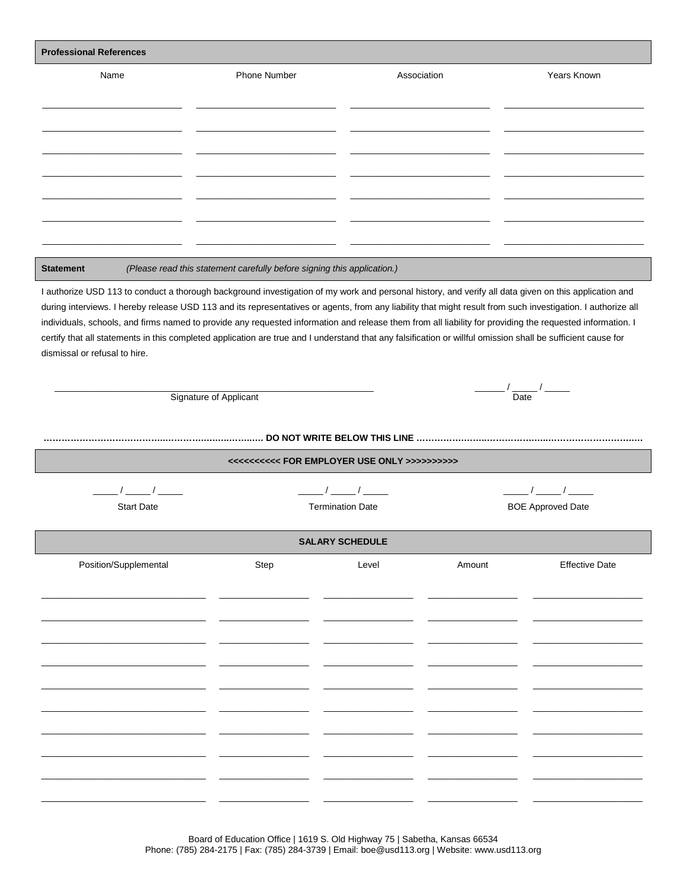## Professional References

| Name | Phone Number | Association | Years Known |
| --- | --- | --- | --- |
| | | | |
| | | | |
| | | | |
| | | | |
| | | | |
| | | | |
| | | | |

## Statement

*(Please read this statement carefully before signing this application.)*

I authorize USD 113 to conduct a thorough background investigation of my work and personal history, and verify all data given on this application and during interviews. I hereby release USD 113 and its representatives or agents, from any liability that might result from such investigation. I authorize all individuals, schools, and firms named to provide any requested information and release them from all liability for providing the requested information. I certify that all statements in this completed application are true and I understand that any falsification or willful omission shall be sufficient cause for dismissal or refusal to hire.

______________________________________________
Signature of Applicant

______ / _____ / _____
Date

…………………………………………………………………… **DO NOT WRITE BELOW THIS LINE** ……………………………………………………………………

**<<<<<<<<<< FOR EMPLOYER USE ONLY >>>>>>>>>>**

_____ / _____ / _____
Start Date

_____ / _____ / _____
Termination Date

_____ / _____ / _____
BOE Approved Date

## SALARY SCHEDULE

| Position/Supplemental | Step | Level | Amount | Effective Date |
| --- | --- | --- | --- | --- |
| | | | | |
| | | | | |
| | | | | |
| | | | | |
| | | | | |
| | | | | |
| | | | | |
| | | | | |
| | | | | |
| | | | | |

Board of Education Office | 1619 S. Old Highway 75 | Sabetha, Kansas 66534
Phone: (785) 284-2175 | Fax: (785) 284-3739 | Email: boe@usd113.org | Website: www.usd113.org